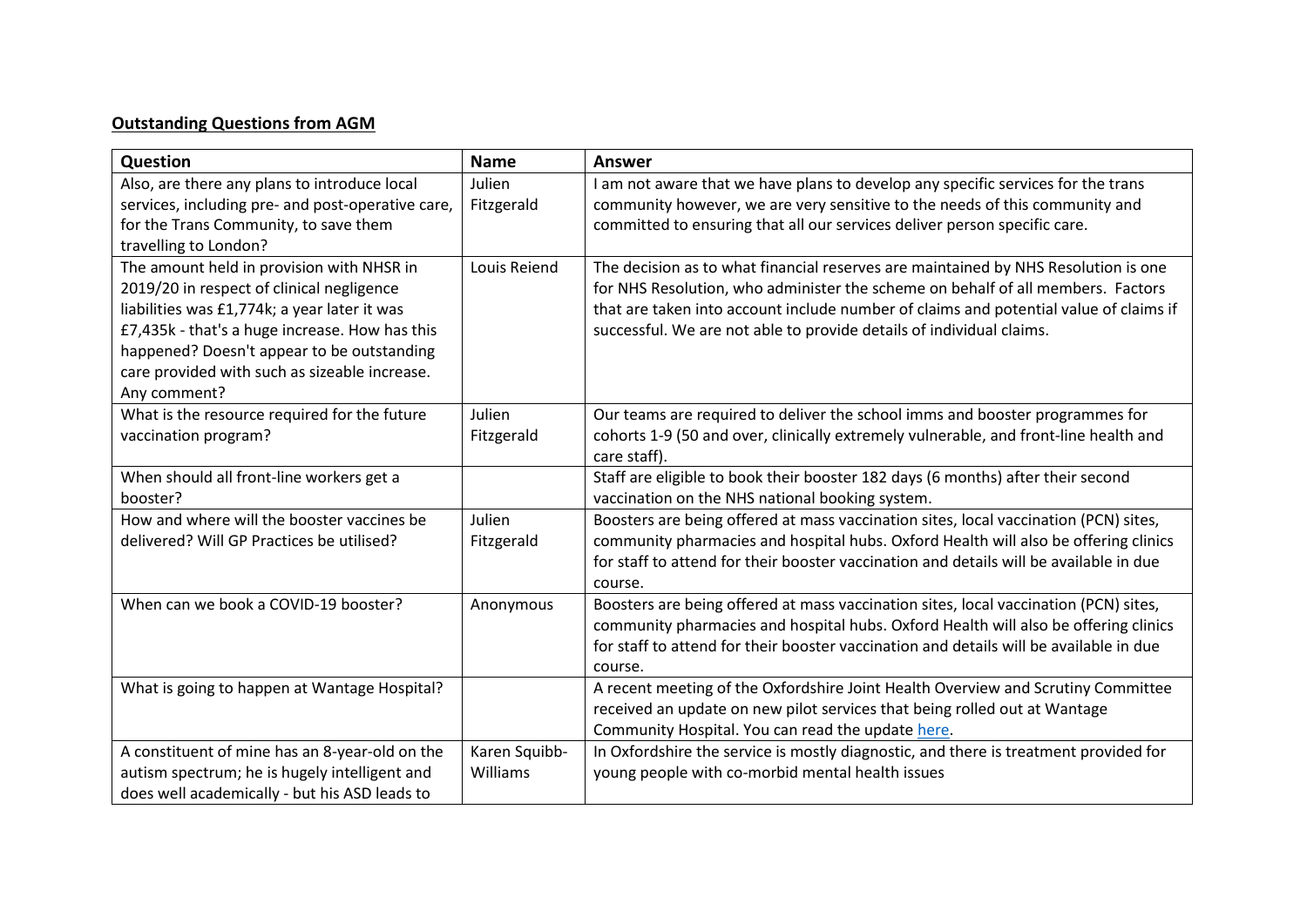**Outstanding Questions from AGM**

| Question | Name | Answer |
| --- | --- | --- |
| Also, are there any plans to introduce local services, including pre- and post-operative care, for the Trans Community, to save them travelling to London? | Julien Fitzgerald | I am not aware that we have plans to develop any specific services for the trans community however, we are very sensitive to the needs of this community and committed to ensuring that all our services deliver person specific care. |
| The amount held in provision with NHSR in 2019/20 in respect of clinical negligence liabilities was £1,774k; a year later it was £7,435k - that's a huge increase. How has this happened? Doesn't appear to be outstanding care provided with such as sizeable increase. Any comment? | Louis Reiend | The decision as to what financial reserves are maintained by NHS Resolution is one for NHS Resolution, who administer the scheme on behalf of all members. Factors that are taken into account include number of claims and potential value of claims if successful. We are not able to provide details of individual claims. |
| What is the resource required for the future vaccination program? | Julien Fitzgerald | Our teams are required to deliver the school imms and booster programmes for cohorts 1-9 (50 and over, clinically extremely vulnerable, and front-line health and care staff). |
| When should all front-line workers get a booster? | | Staff are eligible to book their booster 182 days (6 months) after their second vaccination on the NHS national booking system. |
| How and where will the booster vaccines be delivered? Will GP Practices be utilised? | Julien Fitzgerald | Boosters are being offered at mass vaccination sites, local vaccination (PCN) sites, community pharmacies and hospital hubs. Oxford Health will also be offering clinics for staff to attend for their booster vaccination and details will be available in due course. |
| When can we book a COVID-19 booster? | Anonymous | Boosters are being offered at mass vaccination sites, local vaccination (PCN) sites, community pharmacies and hospital hubs. Oxford Health will also be offering clinics for staff to attend for their booster vaccination and details will be available in due course. |
| What is going to happen at Wantage Hospital? | | A recent meeting of the Oxfordshire Joint Health Overview and Scrutiny Committee received an update on new pilot services that being rolled out at Wantage Community Hospital. You can read the update here. |
| A constituent of mine has an 8-year-old on the autism spectrum; he is hugely intelligent and does well academically - but his ASD leads to | Karen Squibb-Williams | In Oxfordshire the service is mostly diagnostic, and there is treatment provided for young people with co-morbid mental health issues |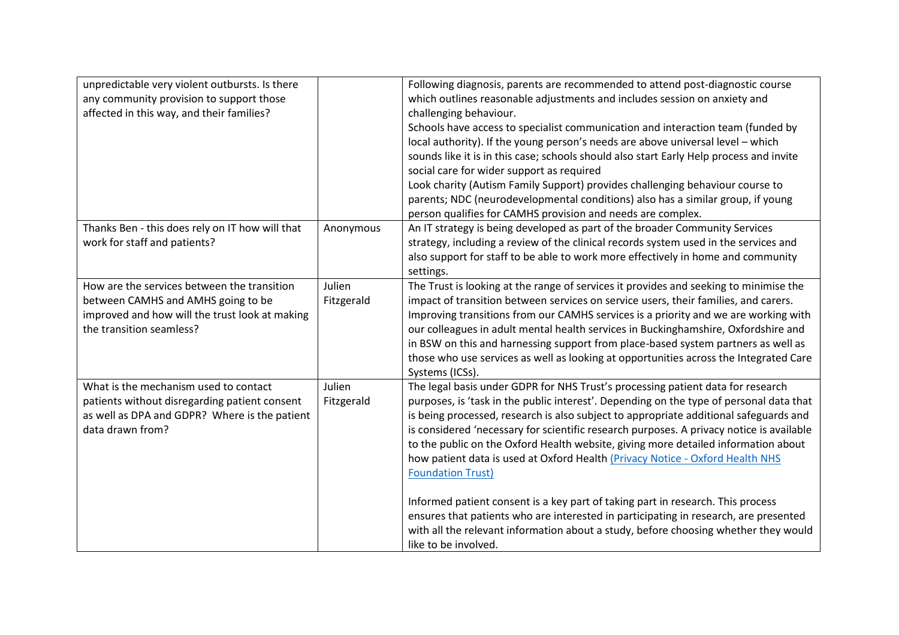| | | |
|---|---|---|
| unpredictable very violent outbursts. Is there any community provision to support those affected in this way, and their families? | | Following diagnosis, parents are recommended to attend post-diagnostic course which outlines reasonable adjustments and includes session on anxiety and challenging behaviour.<br>Schools have access to specialist communication and interaction team (funded by local authority). If the young person's needs are above universal level – which sounds like it is in this case; schools should also start Early Help process and invite social care for wider support as required<br>Look charity (Autism Family Support) provides challenging behaviour course to parents; NDC (neurodevelopmental conditions) also has a similar group, if young person qualifies for CAMHS provision and needs are complex. |
| Thanks Ben - this does rely on IT how will that work for staff and patients? | Anonymous | An IT strategy is being developed as part of the broader Community Services strategy, including a review of the clinical records system used in the services and also support for staff to be able to work more effectively in home and community settings. |
| How are the services between the transition between CAMHS and AMHS going to be improved and how will the trust look at making the transition seamless? | Julien Fitzgerald | The Trust is looking at the range of services it provides and seeking to minimise the impact of transition between services on service users, their families, and carers. Improving transitions from our CAMHS services is a priority and we are working with our colleagues in adult mental health services in Buckinghamshire, Oxfordshire and in BSW on this and harnessing support from place-based system partners as well as those who use services as well as looking at opportunities across the Integrated Care Systems (ICSs). |
| What is the mechanism used to contact patients without disregarding patient consent as well as DPA and GDPR? Where is the patient data drawn from? | Julien Fitzgerald | The legal basis under GDPR for NHS Trust's processing patient data for research purposes, is 'task in the public interest'. Depending on the type of personal data that is being processed, research is also subject to appropriate additional safeguards and is considered 'necessary for scientific research purposes. A privacy notice is available to the public on the Oxford Health website, giving more detailed information about how patient data is used at Oxford Health (Privacy Notice - Oxford Health NHS Foundation Trust)<br><br>Informed patient consent is a key part of taking part in research. This process ensures that patients who are interested in participating in research, are presented with all the relevant information about a study, before choosing whether they would like to be involved. |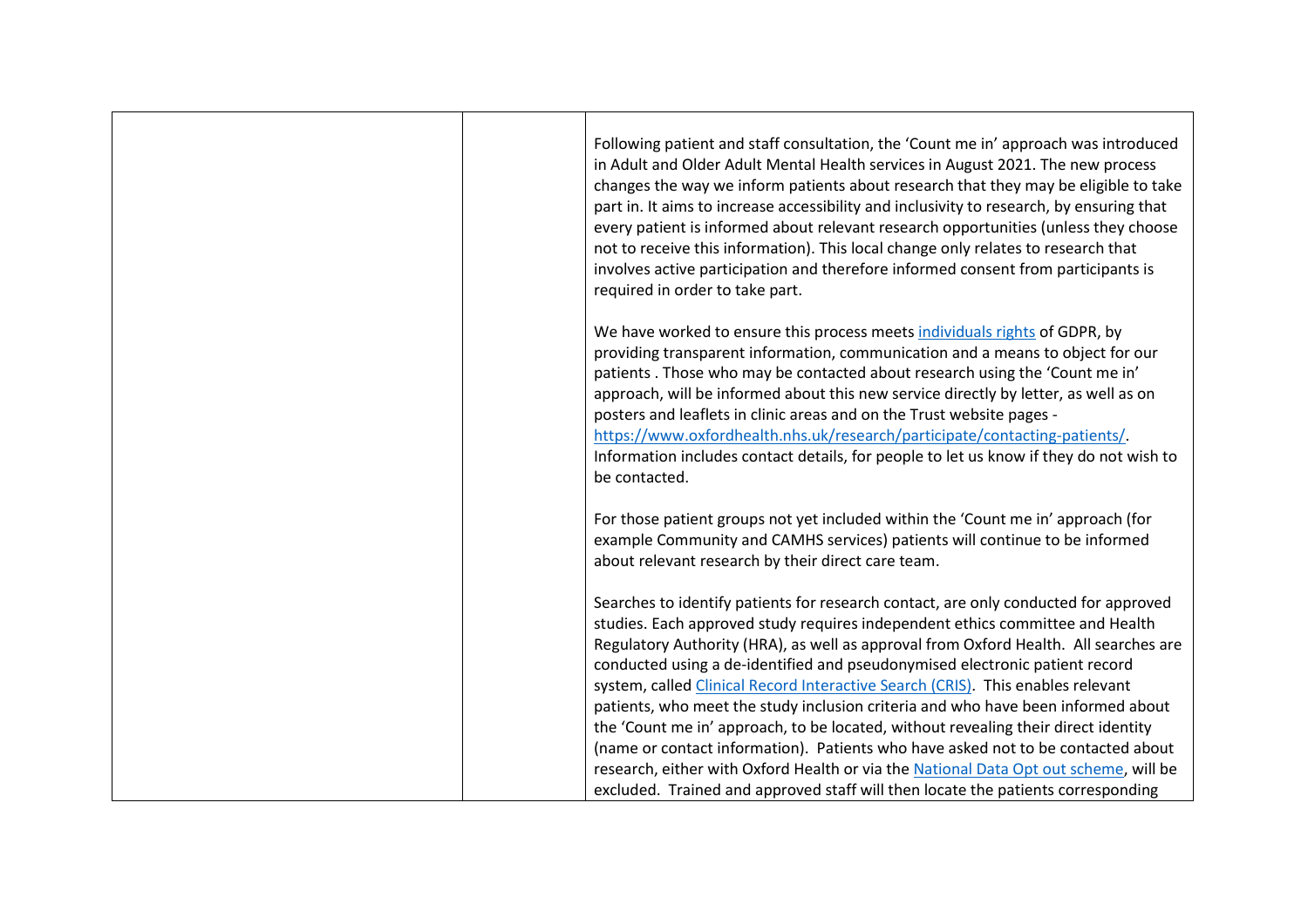| | | |
|---|---|---|
| | | Following patient and staff consultation, the 'Count me in' approach was introduced in Adult and Older Adult Mental Health services in August 2021. The new process changes the way we inform patients about research that they may be eligible to take part in. It aims to increase accessibility and inclusivity to research, by ensuring that every patient is informed about relevant research opportunities (unless they choose not to receive this information). This local change only relates to research that involves active participation and therefore informed consent from participants is required in order to take part.<br><br>We have worked to ensure this process meets individuals rights of GDPR, by providing transparent information, communication and a means to object for our patients . Those who may be contacted about research using the 'Count me in' approach, will be informed about this new service directly by letter, as well as on posters and leaflets in clinic areas and on the Trust website pages - https://www.oxfordhealth.nhs.uk/research/participate/contacting-patients/. Information includes contact details, for people to let us know if they do not wish to be contacted.<br><br>For those patient groups not yet included within the 'Count me in' approach (for example Community and CAMHS services) patients will continue to be informed about relevant research by their direct care team.<br><br>Searches to identify patients for research contact, are only conducted for approved studies. Each approved study requires independent ethics committee and Health Regulatory Authority (HRA), as well as approval from Oxford Health. All searches are conducted using a de-identified and pseudonymised electronic patient record system, called Clinical Record Interactive Search (CRIS). This enables relevant patients, who meet the study inclusion criteria and who have been informed about the 'Count me in' approach, to be located, without revealing their direct identity (name or contact information). Patients who have asked not to be contacted about research, either with Oxford Health or via the National Data Opt out scheme, will be excluded. Trained and approved staff will then locate the patients corresponding |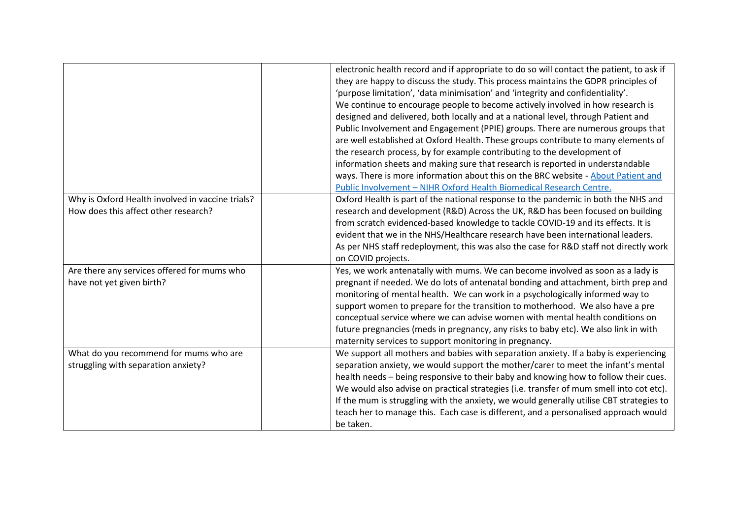| | | |
|---|---|---|
| | | electronic health record and if appropriate to do so will contact the patient, to ask if they are happy to discuss the study. This process maintains the GDPR principles of 'purpose limitation', 'data minimisation' and 'integrity and confidentiality'.<br>We continue to encourage people to become actively involved in how research is designed and delivered, both locally and at a national level, through Patient and Public Involvement and Engagement (PPIE) groups. There are numerous groups that are well established at Oxford Health. These groups contribute to many elements of the research process, by for example contributing to the development of information sheets and making sure that research is reported in understandable ways. There is more information about this on the BRC website - [About Patient and Public Involvement – NIHR Oxford Health Biomedical Research Centre.]() |
| Why is Oxford Health involved in vaccine trials? How does this affect other research? | | Oxford Health is part of the national response to the pandemic in both the NHS and research and development (R&D) Across the UK, R&D has been focused on building from scratch evidenced-based knowledge to tackle COVID-19 and its effects. It is evident that we in the NHS/Healthcare research have been international leaders.<br>As per NHS staff redeployment, this was also the case for R&D staff not directly work on COVID projects. |
| Are there any services offered for mums who have not yet given birth? | | Yes, we work antenatally with mums. We can become involved as soon as a lady is pregnant if needed. We do lots of antenatal bonding and attachment, birth prep and monitoring of mental health. We can work in a psychologically informed way to support women to prepare for the transition to motherhood. We also have a pre conceptual service where we can advise women with mental health conditions on future pregnancies (meds in pregnancy, any risks to baby etc). We also link in with maternity services to support monitoring in pregnancy. |
| What do you recommend for mums who are struggling with separation anxiety? | | We support all mothers and babies with separation anxiety. If a baby is experiencing separation anxiety, we would support the mother/carer to meet the infant's mental health needs – being responsive to their baby and knowing how to follow their cues. We would also advise on practical strategies (i.e. transfer of mum smell into cot etc). If the mum is struggling with the anxiety, we would generally utilise CBT strategies to teach her to manage this. Each case is different, and a personalised approach would be taken. |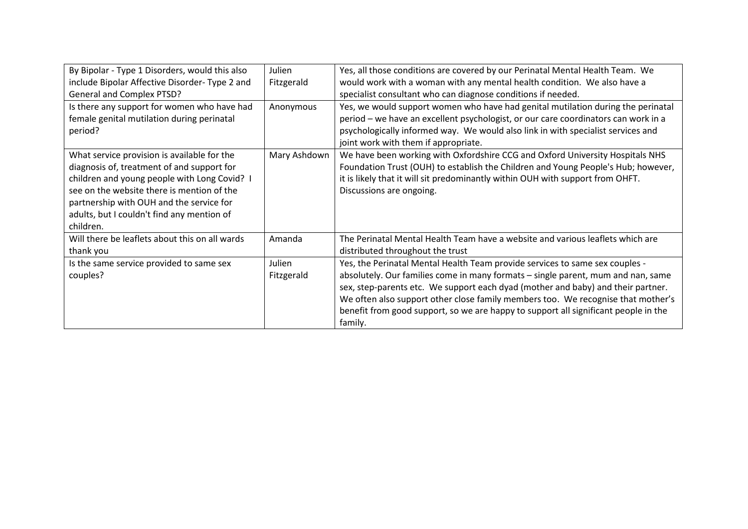| | | |
|---|---|---|
| By Bipolar - Type 1 Disorders, would this also include Bipolar Affective Disorder- Type 2 and General and Complex PTSD? | Julien Fitzgerald | Yes, all those conditions are covered by our Perinatal Mental Health Team. We would work with a woman with any mental health condition. We also have a specialist consultant who can diagnose conditions if needed. |
| Is there any support for women who have had female genital mutilation during perinatal period? | Anonymous | Yes, we would support women who have had genital mutilation during the perinatal period – we have an excellent psychologist, or our care coordinators can work in a psychologically informed way. We would also link in with specialist services and joint work with them if appropriate. |
| What service provision is available for the diagnosis of, treatment of and support for children and young people with Long Covid? I see on the website there is mention of the partnership with OUH and the service for adults, but I couldn't find any mention of children. | Mary Ashdown | We have been working with Oxfordshire CCG and Oxford University Hospitals NHS Foundation Trust (OUH) to establish the Children and Young People's Hub; however, it is likely that it will sit predominantly within OUH with support from OHFT. Discussions are ongoing. |
| Will there be leaflets about this on all wards thank you | Amanda | The Perinatal Mental Health Team have a website and various leaflets which are distributed throughout the trust |
| Is the same service provided to same sex couples? | Julien Fitzgerald | Yes, the Perinatal Mental Health Team provide services to same sex couples - absolutely. Our families come in many formats – single parent, mum and nan, same sex, step-parents etc. We support each dyad (mother and baby) and their partner. We often also support other close family members too. We recognise that mother's benefit from good support, so we are happy to support all significant people in the family. |